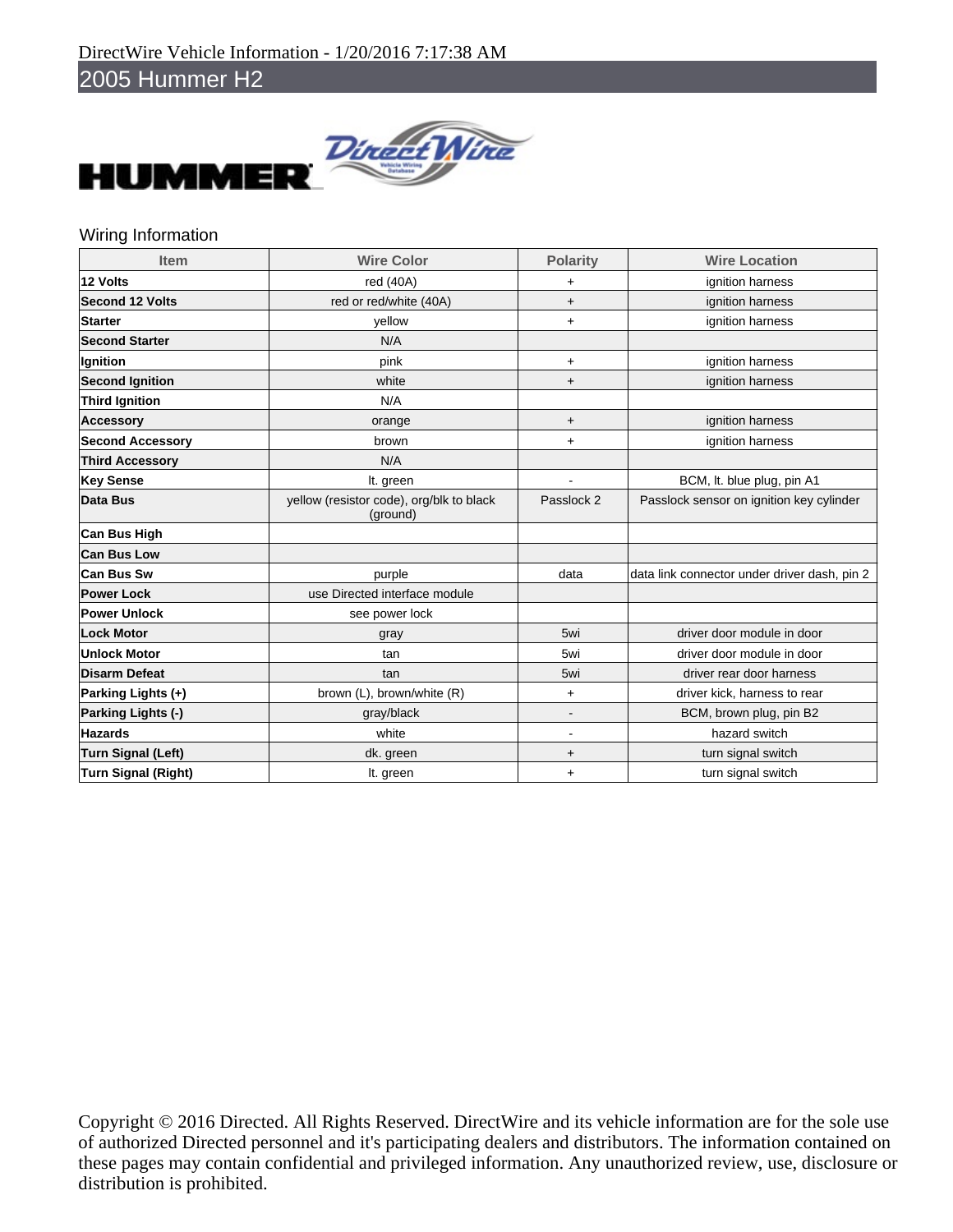DirectWire Vehicle Information - 1/20/2016 7:17:38 AM

# 2005 Hummer H2

## Wiring Information

| Item | Wire Color | Polarity | Wire Location |
|---|---|---|---|
| **12 Volts** | red (40A) | + | ignition harness |
| **Second 12 Volts** | red or red/white (40A) | + | ignition harness |
| **Starter** | yellow | + | ignition harness |
| **Second Starter** | N/A | | |
| **Ignition** | pink | + | ignition harness |
| **Second Ignition** | white | + | ignition harness |
| **Third Ignition** | N/A | | |
| **Accessory** | orange | + | ignition harness |
| **Second Accessory** | brown | + | ignition harness |
| **Third Accessory** | N/A | | |
| **Key Sense** | lt. green | - | BCM, lt. blue plug, pin A1 |
| **Data Bus** | yellow (resistor code), org/blk to black (ground) | Passlock 2 | Passlock sensor on ignition key cylinder |
| **Can Bus High** | | | |
| **Can Bus Low** | | | |
| **Can Bus Sw** | purple | data | data link connector under driver dash, pin 2 |
| **Power Lock** | use Directed interface module | | |
| **Power Unlock** | see power lock | | |
| **Lock Motor** | gray | 5wi | driver door module in door |
| **Unlock Motor** | tan | 5wi | driver door module in door |
| **Disarm Defeat** | tan | 5wi | driver rear door harness |
| **Parking Lights (+)** | brown (L), brown/white (R) | + | driver kick, harness to rear |
| **Parking Lights (-)** | gray/black | - | BCM, brown plug, pin B2 |
| **Hazards** | white | - | hazard switch |
| **Turn Signal (Left)** | dk. green | + | turn signal switch |
| **Turn Signal (Right)** | lt. green | + | turn signal switch |

Copyright © 2016 Directed. All Rights Reserved. DirectWire and its vehicle information are for the sole use of authorized Directed personnel and it's participating dealers and distributors. The information contained on these pages may contain confidential and privileged information. Any unauthorized review, use, disclosure or distribution is prohibited.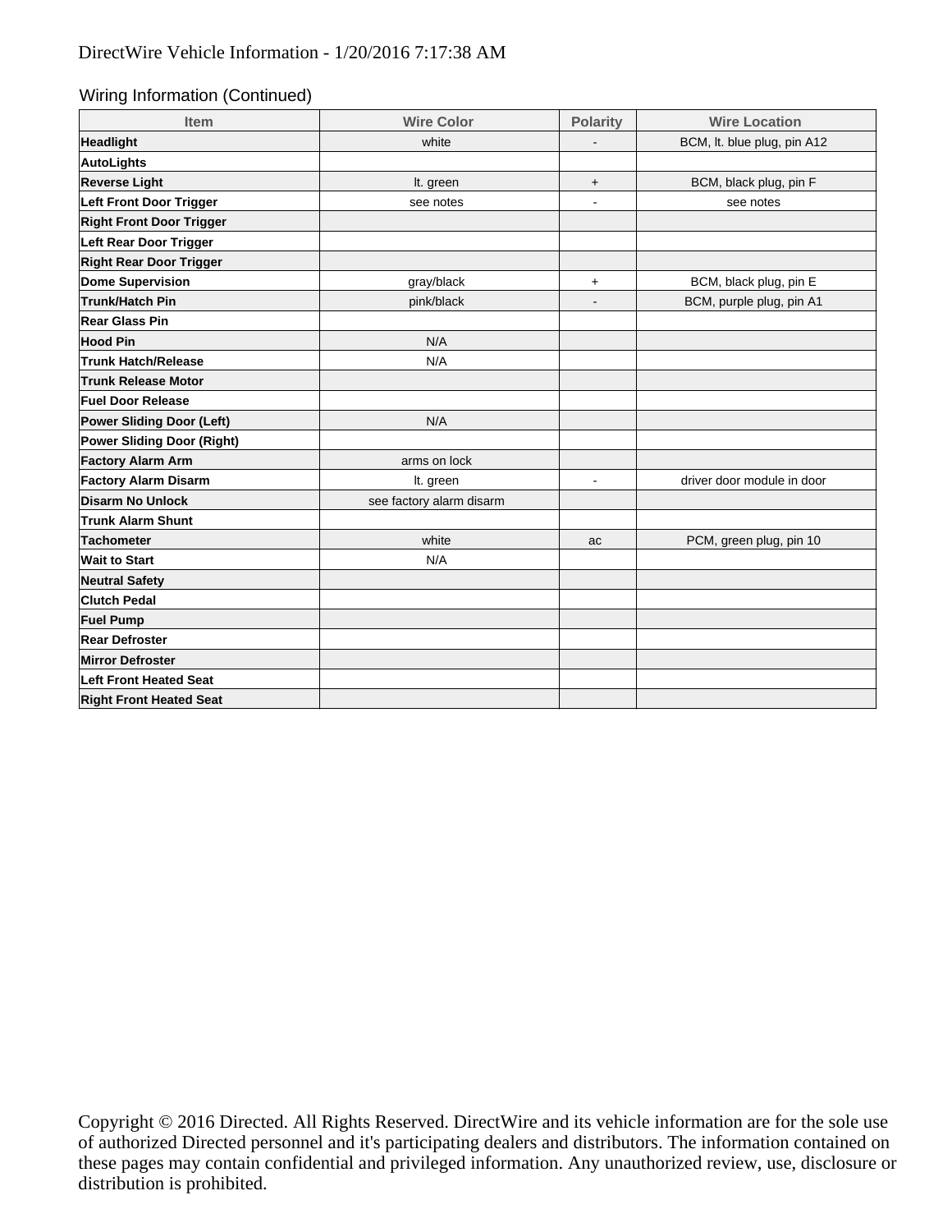DirectWire Vehicle Information - 1/20/2016 7:17:38 AM

## Wiring Information (Continued)

| Item | Wire Color | Polarity | Wire Location |
| --- | --- | --- | --- |
| **Headlight** | white | - | BCM, lt. blue plug, pin A12 |
| **AutoLights** | | | |
| **Reverse Light** | lt. green | + | BCM, black plug, pin F |
| **Left Front Door Trigger** | see notes | - | see notes |
| **Right Front Door Trigger** | | | |
| **Left Rear Door Trigger** | | | |
| **Right Rear Door Trigger** | | | |
| **Dome Supervision** | gray/black | + | BCM, black plug, pin E |
| **Trunk/Hatch Pin** | pink/black | - | BCM, purple plug, pin A1 |
| **Rear Glass Pin** | | | |
| **Hood Pin** | N/A | | |
| **Trunk Hatch/Release** | N/A | | |
| **Trunk Release Motor** | | | |
| **Fuel Door Release** | | | |
| **Power Sliding Door (Left)** | N/A | | |
| **Power Sliding Door (Right)** | | | |
| **Factory Alarm Arm** | arms on lock | | |
| **Factory Alarm Disarm** | lt. green | - | driver door module in door |
| **Disarm No Unlock** | see factory alarm disarm | | |
| **Trunk Alarm Shunt** | | | |
| **Tachometer** | white | ac | PCM, green plug, pin 10 |
| **Wait to Start** | N/A | | |
| **Neutral Safety** | | | |
| **Clutch Pedal** | | | |
| **Fuel Pump** | | | |
| **Rear Defroster** | | | |
| **Mirror Defroster** | | | |
| **Left Front Heated Seat** | | | |
| **Right Front Heated Seat** | | | |

Copyright © 2016 Directed. All Rights Reserved. DirectWire and its vehicle information are for the sole use of authorized Directed personnel and it's participating dealers and distributors. The information contained on these pages may contain confidential and privileged information. Any unauthorized review, use, disclosure or distribution is prohibited.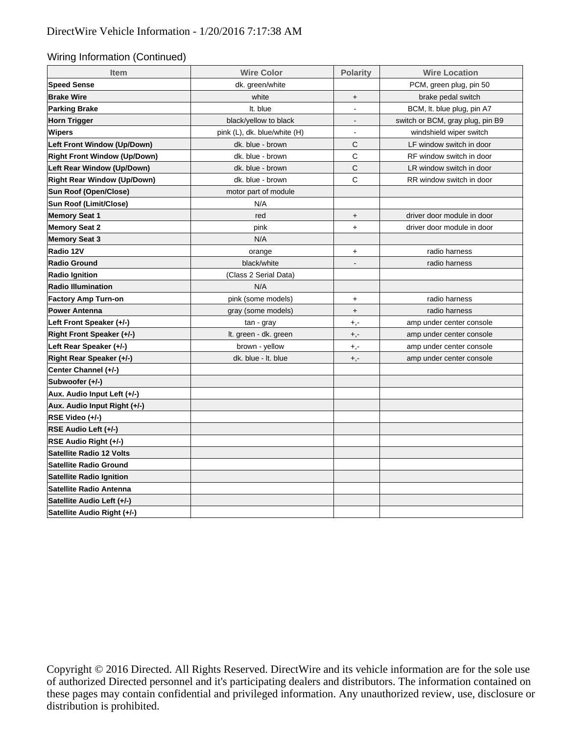Wiring Information (Continued)

| Item | Wire Color | Polarity | Wire Location |
|---|---|---|---|
| **Speed Sense** | dk. green/white | | PCM, green plug, pin 50 |
| **Brake Wire** | white | + | brake pedal switch |
| **Parking Brake** | lt. blue | - | BCM, lt. blue plug, pin A7 |
| **Horn Trigger** | black/yellow to black | - | switch or BCM, gray plug, pin B9 |
| **Wipers** | pink (L), dk. blue/white (H) | - | windshield wiper switch |
| **Left Front Window (Up/Down)** | dk. blue - brown | C | LF window switch in door |
| **Right Front Window (Up/Down)** | dk. blue - brown | C | RF window switch in door |
| **Left Rear Window (Up/Down)** | dk. blue - brown | C | LR window switch in door |
| **Right Rear Window (Up/Down)** | dk. blue - brown | C | RR window switch in door |
| **Sun Roof (Open/Close)** | motor part of module | | |
| **Sun Roof (Limit/Close)** | N/A | | |
| **Memory Seat 1** | red | + | driver door module in door |
| **Memory Seat 2** | pink | + | driver door module in door |
| **Memory Seat 3** | N/A | | |
| **Radio 12V** | orange | + | radio harness |
| **Radio Ground** | black/white | - | radio harness |
| **Radio Ignition** | (Class 2 Serial Data) | | |
| **Radio Illumination** | N/A | | |
| **Factory Amp Turn-on** | pink (some models) | + | radio harness |
| **Power Antenna** | gray (some models) | + | radio harness |
| **Left Front Speaker (+/-)** | tan - gray | +,- | amp under center console |
| **Right Front Speaker (+/-)** | lt. green - dk. green | +,- | amp under center console |
| **Left Rear Speaker (+/-)** | brown - yellow | +,- | amp under center console |
| **Right Rear Speaker (+/-)** | dk. blue - lt. blue | +,- | amp under center console |
| **Center Channel (+/-)** | | | |
| **Subwoofer (+/-)** | | | |
| **Aux. Audio Input Left (+/-)** | | | |
| **Aux. Audio Input Right (+/-)** | | | |
| **RSE Video (+/-)** | | | |
| **RSE Audio Left (+/-)** | | | |
| **RSE Audio Right (+/-)** | | | |
| **Satellite Radio 12 Volts** | | | |
| **Satellite Radio Ground** | | | |
| **Satellite Radio Ignition** | | | |
| **Satellite Radio Antenna** | | | |
| **Satellite Audio Left (+/-)** | | | |
| **Satellite Audio Right (+/-)** | | | |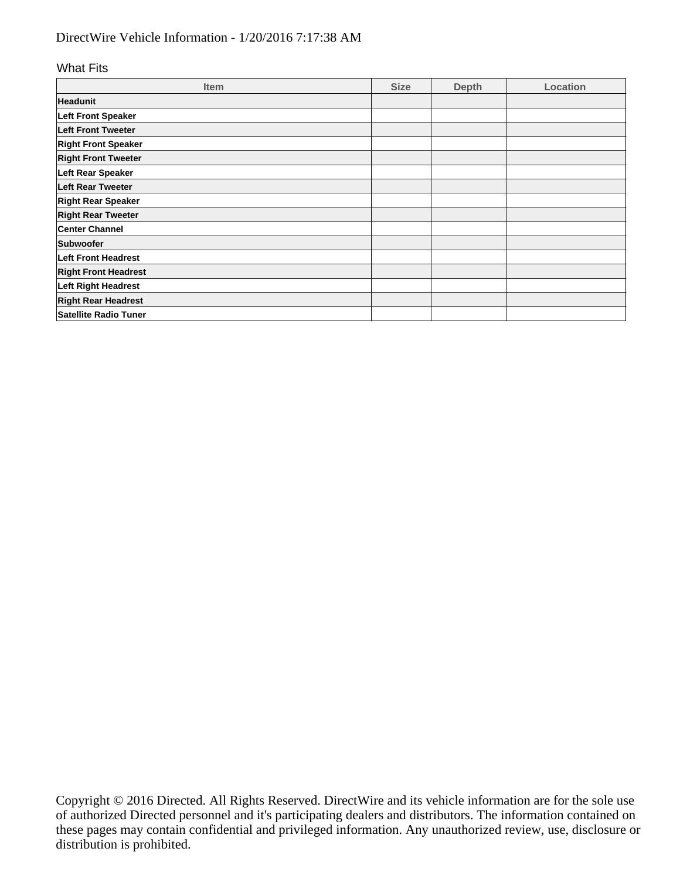DirectWire Vehicle Information - 1/20/2016 7:17:38 AM

What Fits

| Item | Size | Depth | Location |
| --- | --- | --- | --- |
| **Headunit** | | | |
| **Left Front Speaker** | | | |
| **Left Front Tweeter** | | | |
| **Right Front Speaker** | | | |
| **Right Front Tweeter** | | | |
| **Left Rear Speaker** | | | |
| **Left Rear Tweeter** | | | |
| **Right Rear Speaker** | | | |
| **Right Rear Tweeter** | | | |
| **Center Channel** | | | |
| **Subwoofer** | | | |
| **Left Front Headrest** | | | |
| **Right Front Headrest** | | | |
| **Left Right Headrest** | | | |
| **Right Rear Headrest** | | | |
| **Satellite Radio Tuner** | | | |

Copyright © 2016 Directed. All Rights Reserved. DirectWire and its vehicle information are for the sole use of authorized Directed personnel and it's participating dealers and distributors. The information contained on these pages may contain confidential and privileged information. Any unauthorized review, use, disclosure or distribution is prohibited.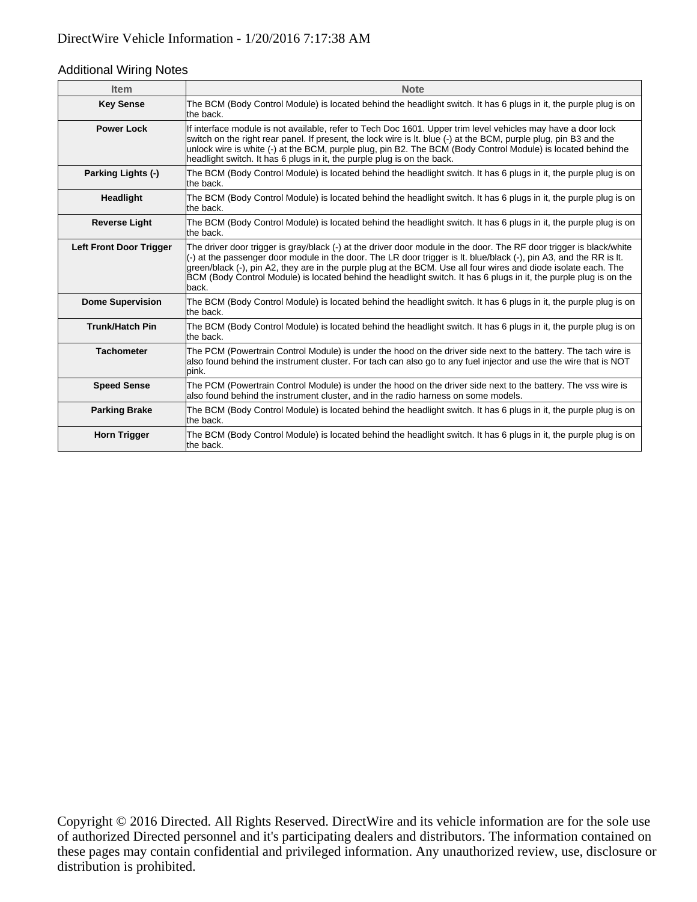DirectWire Vehicle Information - 1/20/2016 7:17:38 AM

## Additional Wiring Notes

| Item | Note |
| --- | --- |
| **Key Sense** | The BCM (Body Control Module) is located behind the headlight switch. It has 6 plugs in it, the purple plug is on the back. |
| **Power Lock** | If interface module is not available, refer to Tech Doc 1601. Upper trim level vehicles may have a door lock switch on the right rear panel. If present, the lock wire is lt. blue (-) at the BCM, purple plug, pin B3 and the unlock wire is white (-) at the BCM, purple plug, pin B2. The BCM (Body Control Module) is located behind the headlight switch. It has 6 plugs in it, the purple plug is on the back. |
| **Parking Lights (-)** | The BCM (Body Control Module) is located behind the headlight switch. It has 6 plugs in it, the purple plug is on the back. |
| **Headlight** | The BCM (Body Control Module) is located behind the headlight switch. It has 6 plugs in it, the purple plug is on the back. |
| **Reverse Light** | The BCM (Body Control Module) is located behind the headlight switch. It has 6 plugs in it, the purple plug is on the back. |
| **Left Front Door Trigger** | The driver door trigger is gray/black (-) at the driver door module in the door. The RF door trigger is black/white (-) at the passenger door module in the door. The LR door trigger is lt. blue/black (-), pin A3, and the RR is lt. green/black (-), pin A2, they are in the purple plug at the BCM. Use all four wires and diode isolate each. The BCM (Body Control Module) is located behind the headlight switch. It has 6 plugs in it, the purple plug is on the back. |
| **Dome Supervision** | The BCM (Body Control Module) is located behind the headlight switch. It has 6 plugs in it, the purple plug is on the back. |
| **Trunk/Hatch Pin** | The BCM (Body Control Module) is located behind the headlight switch. It has 6 plugs in it, the purple plug is on the back. |
| **Tachometer** | The PCM (Powertrain Control Module) is under the hood on the driver side next to the battery. The tach wire is also found behind the instrument cluster. For tach can also go to any fuel injector and use the wire that is NOT pink. |
| **Speed Sense** | The PCM (Powertrain Control Module) is under the hood on the driver side next to the battery. The vss wire is also found behind the instrument cluster, and in the radio harness on some models. |
| **Parking Brake** | The BCM (Body Control Module) is located behind the headlight switch. It has 6 plugs in it, the purple plug is on the back. |
| **Horn Trigger** | The BCM (Body Control Module) is located behind the headlight switch. It has 6 plugs in it, the purple plug is on the back. |

Copyright © 2016 Directed. All Rights Reserved. DirectWire and its vehicle information are for the sole use of authorized Directed personnel and it's participating dealers and distributors. The information contained on these pages may contain confidential and privileged information. Any unauthorized review, use, disclosure or distribution is prohibited.